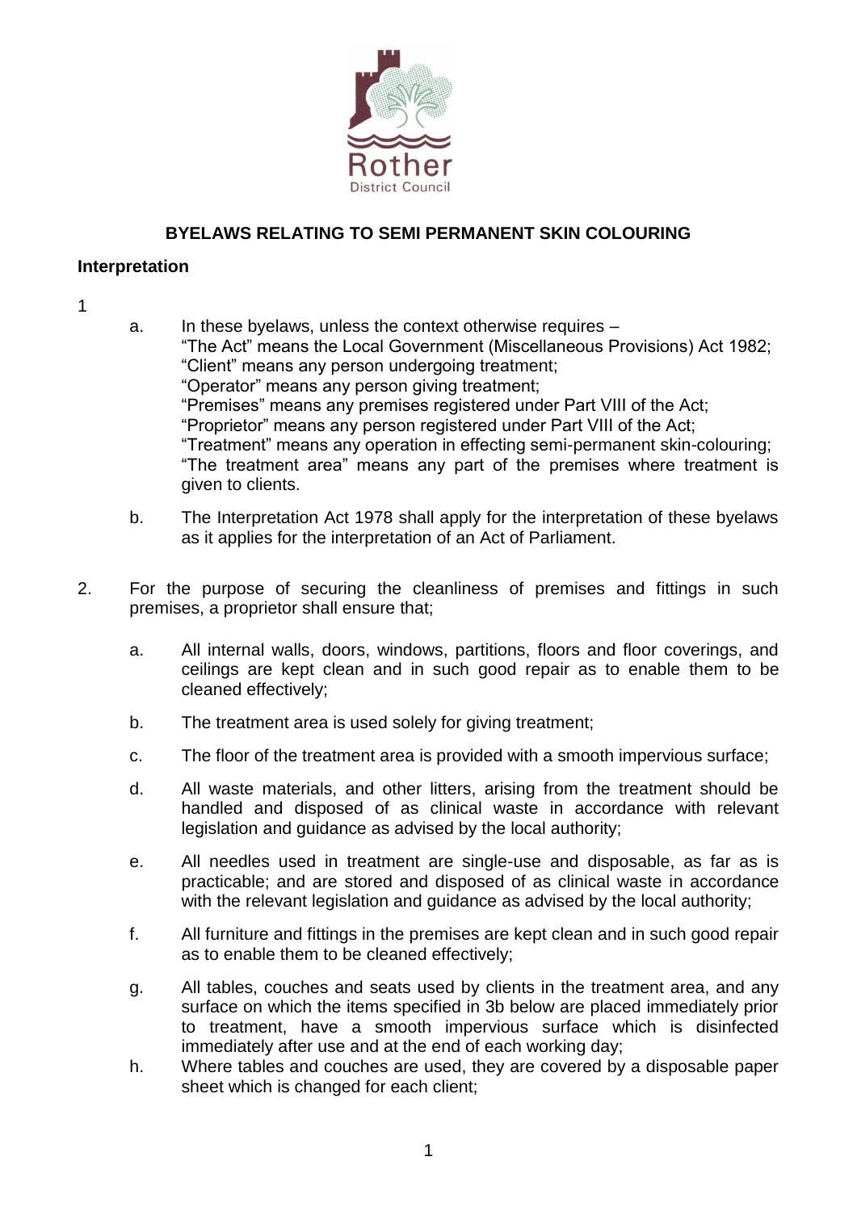Rother District Council

# BYELAWS RELATING TO SEMI PERMANENT SKIN COLOURING

## Interpretation

1

a. In these byelaws, unless the context otherwise requires –
"The Act" means the Local Government (Miscellaneous Provisions) Act 1982;
"Client" means any person undergoing treatment;
"Operator" means any person giving treatment;
"Premises" means any premises registered under Part VIII of the Act;
"Proprietor" means any person registered under Part VIII of the Act;
"Treatment" means any operation in effecting semi-permanent skin-colouring;
"The treatment area" means any part of the premises where treatment is given to clients.

b. The Interpretation Act 1978 shall apply for the interpretation of these byelaws as it applies for the interpretation of an Act of Parliament.

2. For the purpose of securing the cleanliness of premises and fittings in such premises, a proprietor shall ensure that;

a. All internal walls, doors, windows, partitions, floors and floor coverings, and ceilings are kept clean and in such good repair as to enable them to be cleaned effectively;

b. The treatment area is used solely for giving treatment;

c. The floor of the treatment area is provided with a smooth impervious surface;

d. All waste materials, and other litters, arising from the treatment should be handled and disposed of as clinical waste in accordance with relevant legislation and guidance as advised by the local authority;

e. All needles used in treatment are single-use and disposable, as far as is practicable; and are stored and disposed of as clinical waste in accordance with the relevant legislation and guidance as advised by the local authority;

f. All furniture and fittings in the premises are kept clean and in such good repair as to enable them to be cleaned effectively;

g. All tables, couches and seats used by clients in the treatment area, and any surface on which the items specified in 3b below are placed immediately prior to treatment, have a smooth impervious surface which is disinfected immediately after use and at the end of each working day;

h. Where tables and couches are used, they are covered by a disposable paper sheet which is changed for each client;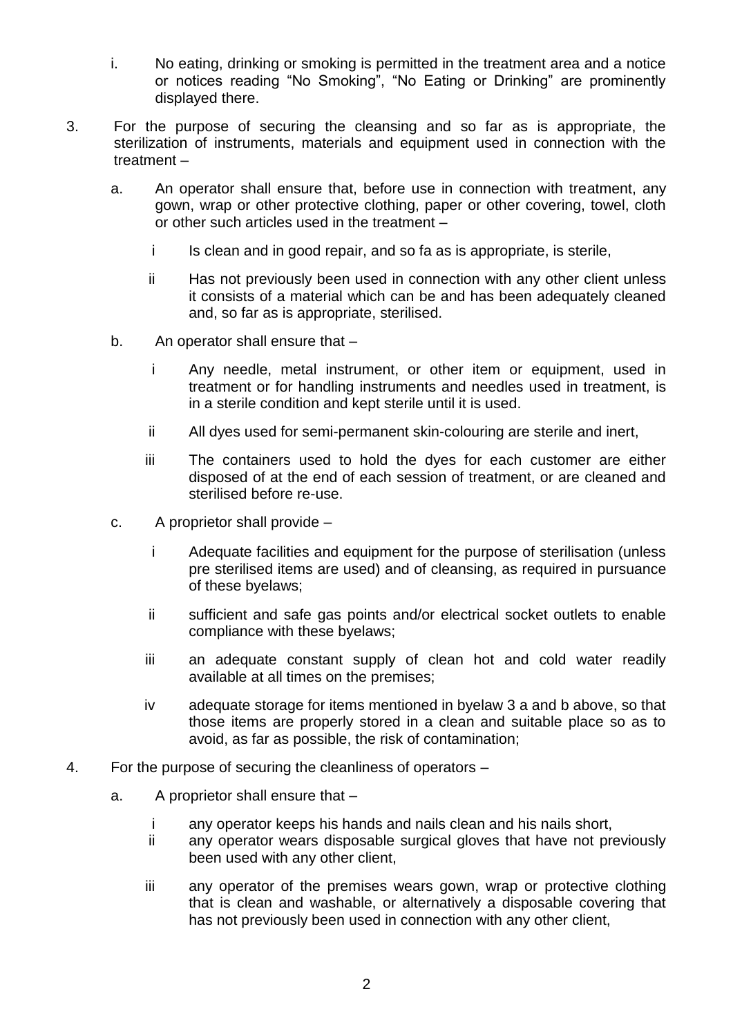i. No eating, drinking or smoking is permitted in the treatment area and a notice or notices reading “No Smoking”, “No Eating or Drinking” are prominently displayed there.

3. For the purpose of securing the cleansing and so far as is appropriate, the sterilization of instruments, materials and equipment used in connection with the treatment –

   a. An operator shall ensure that, before use in connection with treatment, any gown, wrap or other protective clothing, paper or other covering, towel, cloth or other such articles used in the treatment –

      i Is clean and in good repair, and so fa as is appropriate, is sterile,

      ii Has not previously been used in connection with any other client unless it consists of a material which can be and has been adequately cleaned and, so far as is appropriate, sterilised.

   b. An operator shall ensure that –

      i Any needle, metal instrument, or other item or equipment, used in treatment or for handling instruments and needles used in treatment, is in a sterile condition and kept sterile until it is used.

      ii All dyes used for semi-permanent skin-colouring are sterile and inert,

      iii The containers used to hold the dyes for each customer are either disposed of at the end of each session of treatment, or are cleaned and sterilised before re-use.

   c. A proprietor shall provide –

      i Adequate facilities and equipment for the purpose of sterilisation (unless pre sterilised items are used) and of cleansing, as required in pursuance of these byelaws;

      ii sufficient and safe gas points and/or electrical socket outlets to enable compliance with these byelaws;

      iii an adequate constant supply of clean hot and cold water readily available at all times on the premises;

      iv adequate storage for items mentioned in byelaw 3 a and b above, so that those items are properly stored in a clean and suitable place so as to avoid, as far as possible, the risk of contamination;

4. For the purpose of securing the cleanliness of operators –

   a. A proprietor shall ensure that –

      i any operator keeps his hands and nails clean and his nails short,

      ii any operator wears disposable surgical gloves that have not previously been used with any other client,

      iii any operator of the premises wears gown, wrap or protective clothing that is clean and washable, or alternatively a disposable covering that has not previously been used in connection with any other client,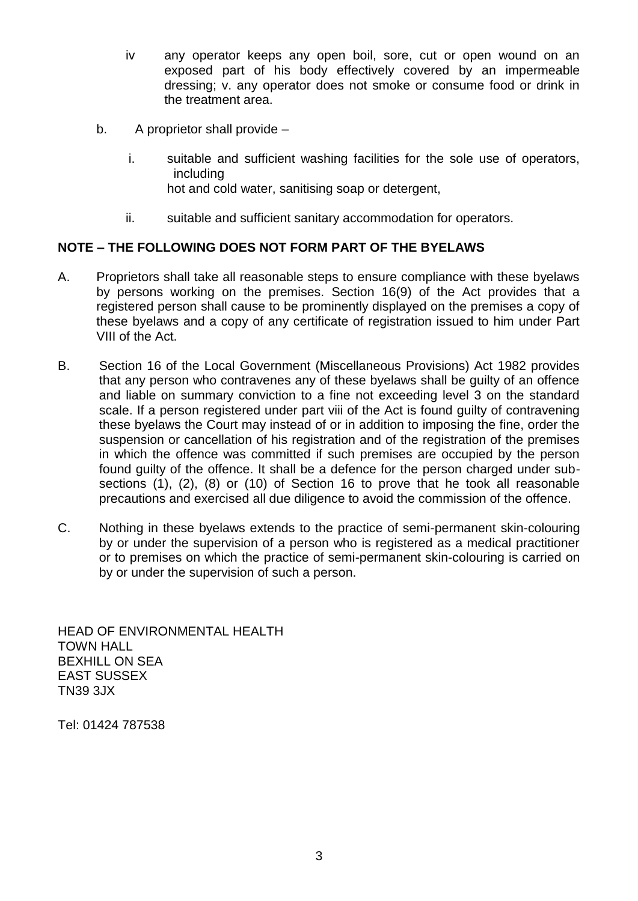iv any operator keeps any open boil, sore, cut or open wound on an exposed part of his body effectively covered by an impermeable dressing; v. any operator does not smoke or consume food or drink in the treatment area.

b. A proprietor shall provide –

i. suitable and sufficient washing facilities for the sole use of operators, including hot and cold water, sanitising soap or detergent,

ii. suitable and sufficient sanitary accommodation for operators.

**NOTE – THE FOLLOWING DOES NOT FORM PART OF THE BYELAWS**

A. Proprietors shall take all reasonable steps to ensure compliance with these byelaws by persons working on the premises. Section 16(9) of the Act provides that a registered person shall cause to be prominently displayed on the premises a copy of these byelaws and a copy of any certificate of registration issued to him under Part VIII of the Act.

B. Section 16 of the Local Government (Miscellaneous Provisions) Act 1982 provides that any person who contravenes any of these byelaws shall be guilty of an offence and liable on summary conviction to a fine not exceeding level 3 on the standard scale. If a person registered under part viii of the Act is found guilty of contravening these byelaws the Court may instead of or in addition to imposing the fine, order the suspension or cancellation of his registration and of the registration of the premises in which the offence was committed if such premises are occupied by the person found guilty of the offence. It shall be a defence for the person charged under sub-sections (1), (2), (8) or (10) of Section 16 to prove that he took all reasonable precautions and exercised all due diligence to avoid the commission of the offence.

C. Nothing in these byelaws extends to the practice of semi-permanent skin-colouring by or under the supervision of a person who is registered as a medical practitioner or to premises on which the practice of semi-permanent skin-colouring is carried on by or under the supervision of such a person.

HEAD OF ENVIRONMENTAL HEALTH
TOWN HALL
BEXHILL ON SEA
EAST SUSSEX
TN39 3JX

Tel: 01424 787538